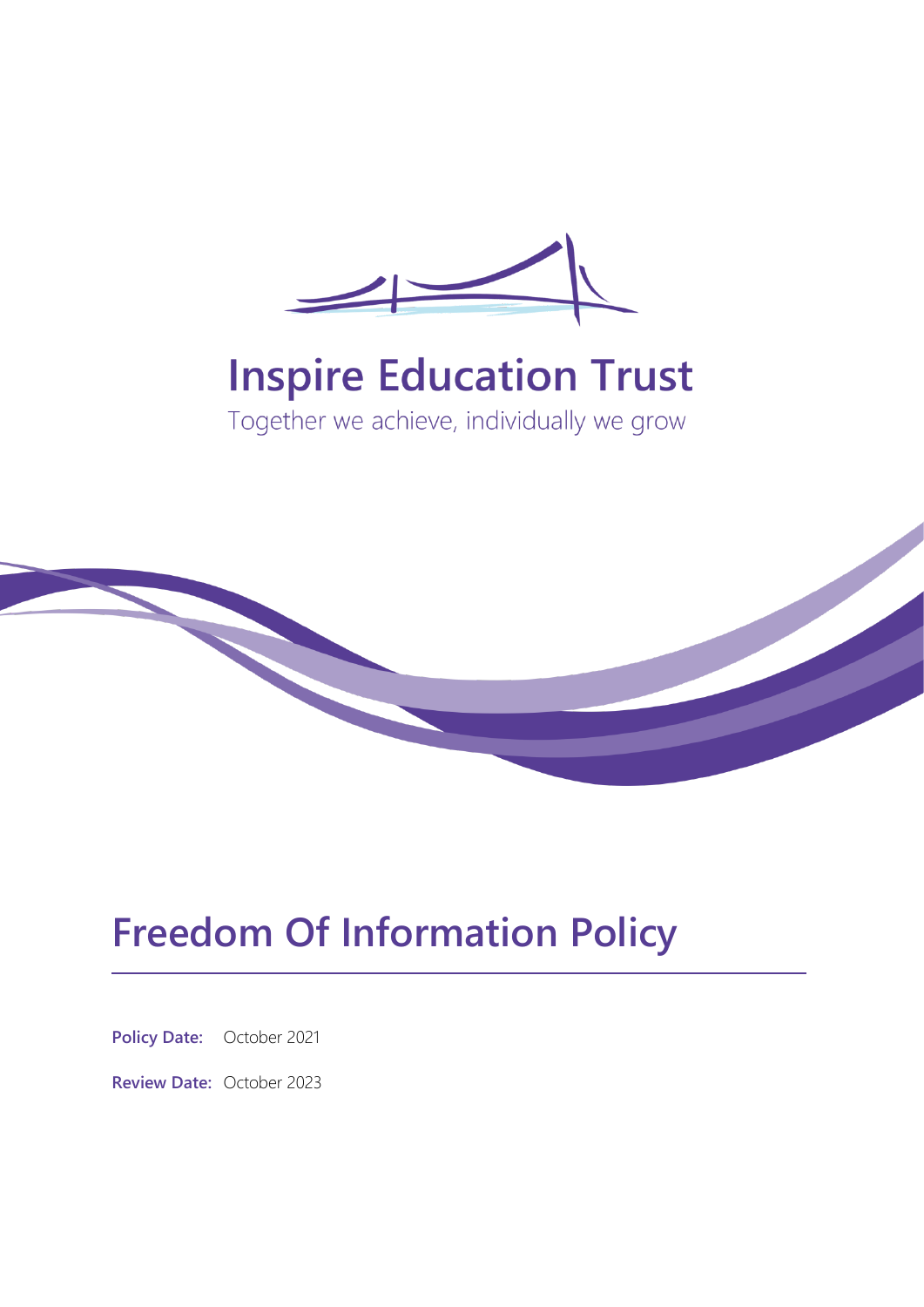# Inspire Education Trust

Together we achieve, individually we grow

# Freedom Of Information Policy

**Policy Date:** October 2021

**Review Date:** October 2023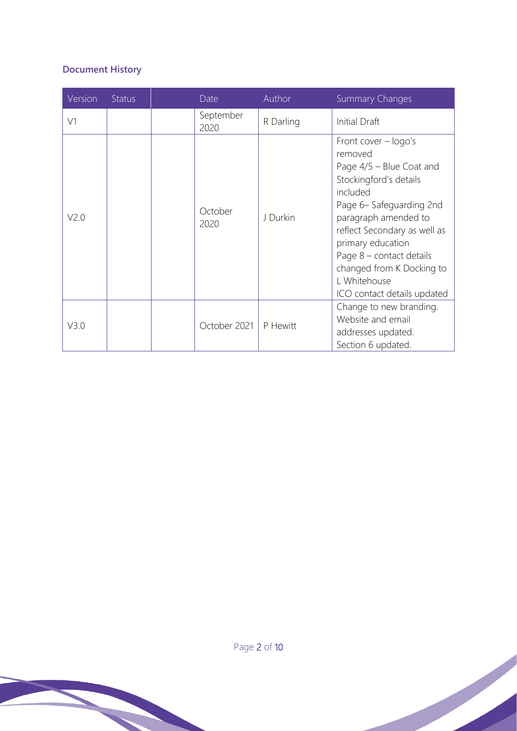**Document History**

| Version | Status | | Date | Author | Summary Changes |
|---|---|---|---|---|---|
| V1 | | | September 2020 | R Darling | Initial Draft |
| V2.0 | | | October 2020 | J Durkin | Front cover – logo's removed<br>Page 4/5 – Blue Coat and Stockingford's details included<br>Page 6– Safeguarding 2nd paragraph amended to reflect Secondary as well as primary education<br>Page 8 – contact details changed from K Docking to L Whitehouse<br>ICO contact details updated |
| V3.0 | | | October 2021 | P Hewitt | Change to new branding. Website and email addresses updated. Section 6 updated. |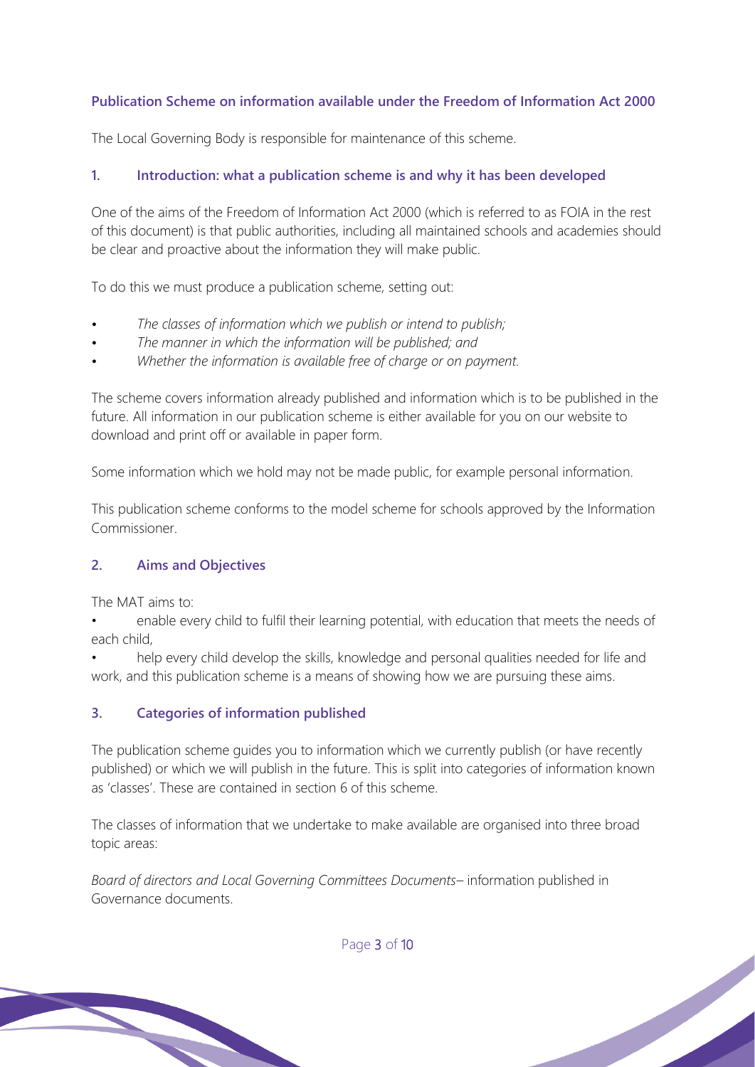## Publication Scheme on information available under the Freedom of Information Act 2000

The Local Governing Body is responsible for maintenance of this scheme.

### 1. Introduction: what a publication scheme is and why it has been developed

One of the aims of the Freedom of Information Act 2000 (which is referred to as FOIA in the rest of this document) is that public authorities, including all maintained schools and academies should be clear and proactive about the information they will make public.

To do this we must produce a publication scheme, setting out:

- *The classes of information which we publish or intend to publish;*
- *The manner in which the information will be published; and*
- *Whether the information is available free of charge or on payment.*

The scheme covers information already published and information which is to be published in the future. All information in our publication scheme is either available for you on our website to download and print off or available in paper form.

Some information which we hold may not be made public, for example personal information.

This publication scheme conforms to the model scheme for schools approved by the Information Commissioner.

### 2. Aims and Objectives

The MAT aims to:

- enable every child to fulfil their learning potential, with education that meets the needs of each child,
- help every child develop the skills, knowledge and personal qualities needed for life and work, and this publication scheme is a means of showing how we are pursuing these aims.

### 3. Categories of information published

The publication scheme guides you to information which we currently publish (or have recently published) or which we will publish in the future. This is split into categories of information known as 'classes'. These are contained in section 6 of this scheme.

The classes of information that we undertake to make available are organised into three broad topic areas:

*Board of directors and Local Governing Committees Documents*– information published in Governance documents.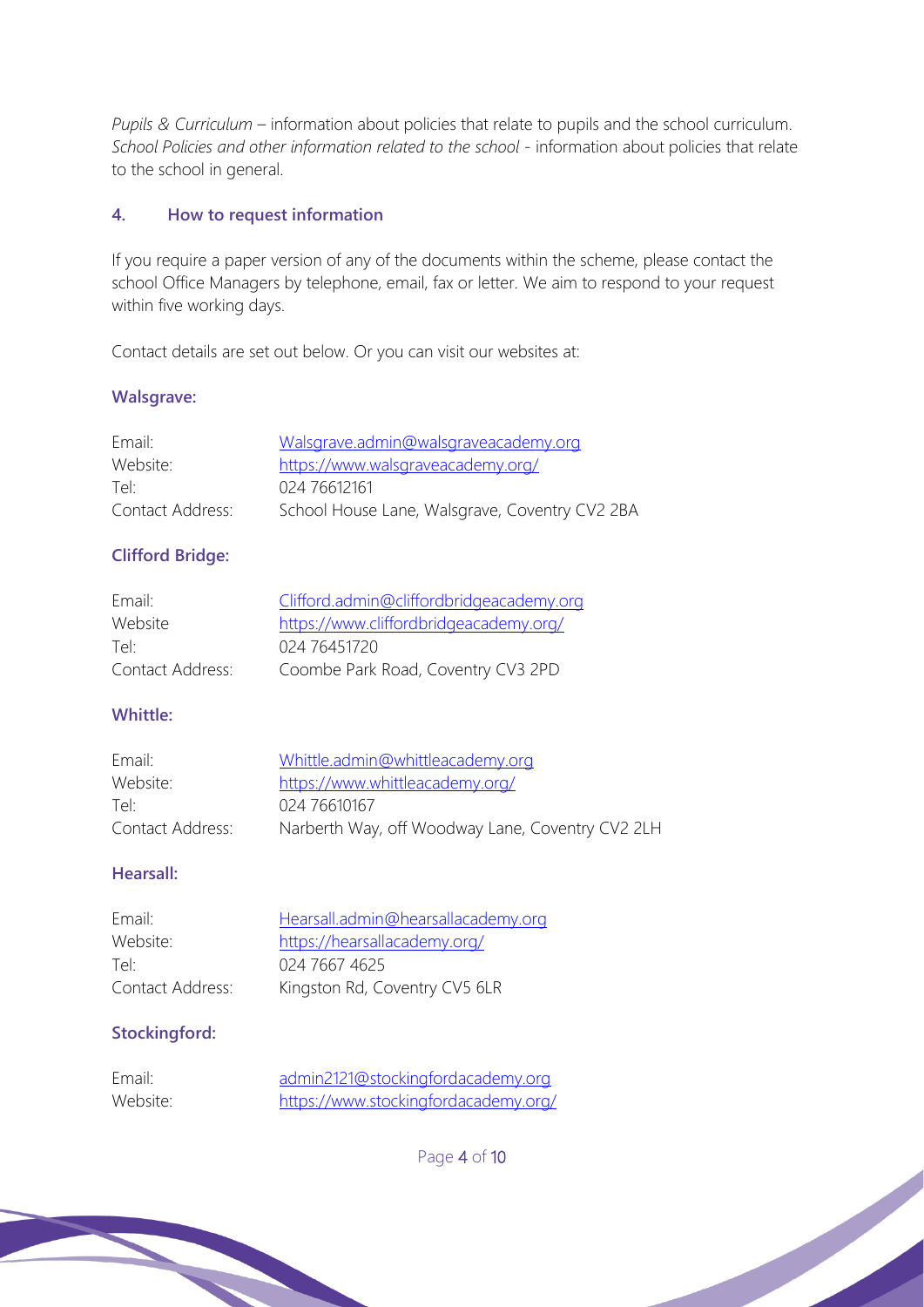*Pupils & Curriculum* – information about policies that relate to pupils and the school curriculum.
*School Policies and other information related to the school* - information about policies that relate to the school in general.

## 4. How to request information

If you require a paper version of any of the documents within the scheme, please contact the school Office Managers by telephone, email, fax or letter. We aim to respond to your request within five working days.

Contact details are set out below. Or you can visit our websites at:

### Walsgrave:

| | |
|---|---|
| Email: | Walsgrave.admin@walsgraveacademy.org |
| Website: | https://www.walsgraveacademy.org/ |
| Tel: | 024 76612161 |
| Contact Address: | School House Lane, Walsgrave, Coventry CV2 2BA |

### Clifford Bridge:

| | |
|---|---|
| Email: | Clifford.admin@cliffordbridgeacademy.org |
| Website | https://www.cliffordbridgeacademy.org/ |
| Tel: | 024 76451720 |
| Contact Address: | Coombe Park Road, Coventry CV3 2PD |

### Whittle:

| | |
|---|---|
| Email: | Whittle.admin@whittleacademy.org |
| Website: | https://www.whittleacademy.org/ |
| Tel: | 024 76610167 |
| Contact Address: | Narberth Way, off Woodway Lane, Coventry CV2 2LH |

### Hearsall:

| | |
|---|---|
| Email: | Hearsall.admin@hearsallacademy.org |
| Website: | https://hearsallacademy.org/ |
| Tel: | 024 7667 4625 |
| Contact Address: | Kingston Rd, Coventry CV5 6LR |

### Stockingford:

| | |
|---|---|
| Email: | admin2121@stockingfordacademy.org |
| Website: | https://www.stockingfordacademy.org/ |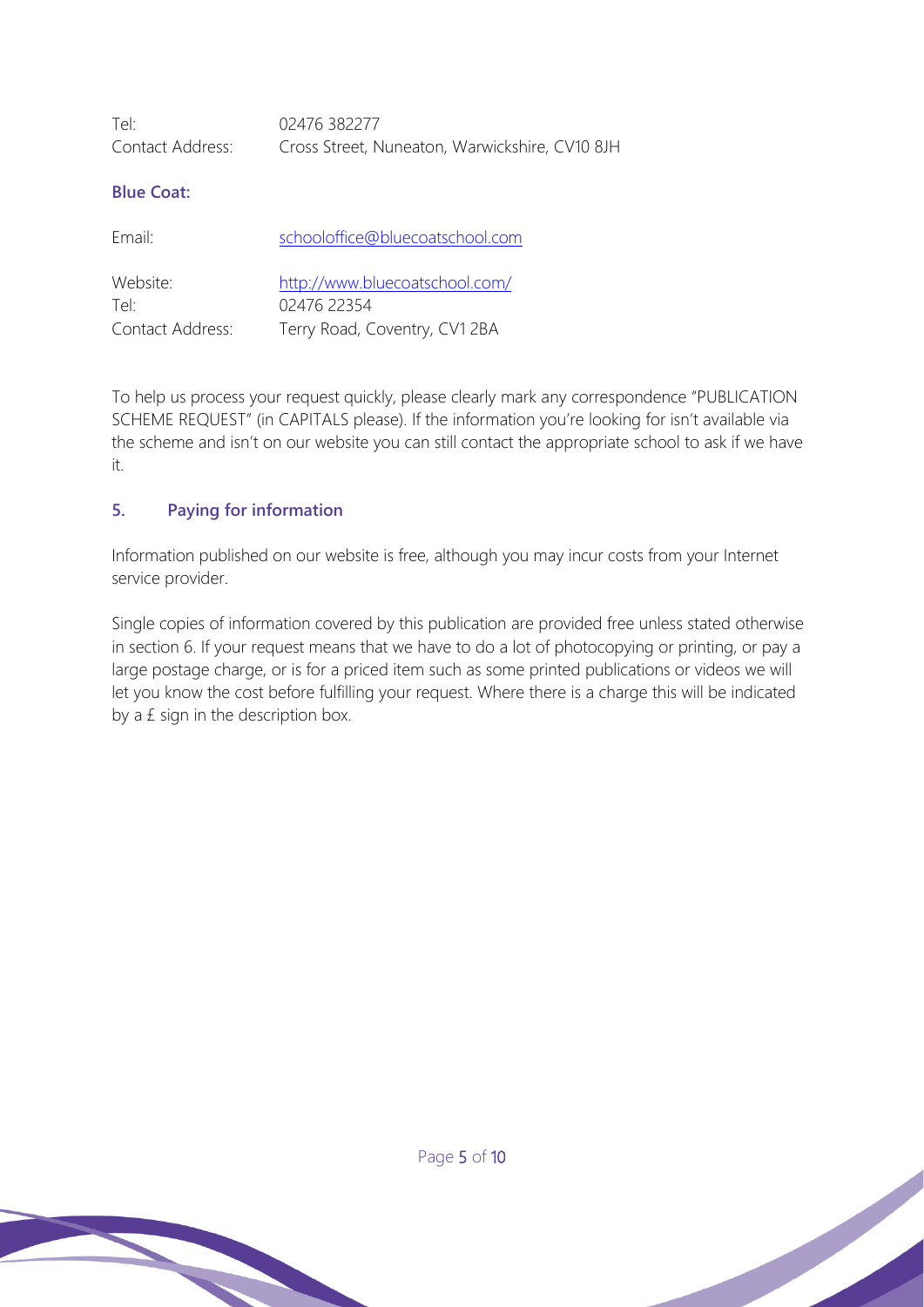Tel: 02476 382277
Contact Address: Cross Street, Nuneaton, Warwickshire, CV10 8JH

**Blue Coat:**

Email: schooloffice@bluecoatschool.com

Website: http://www.bluecoatschool.com/
Tel: 02476 22354
Contact Address: Terry Road, Coventry, CV1 2BA

To help us process your request quickly, please clearly mark any correspondence "PUBLICATION SCHEME REQUEST" (in CAPITALS please). If the information you're looking for isn't available via the scheme and isn't on our website you can still contact the appropriate school to ask if we have it.

## 5. Paying for information

Information published on our website is free, although you may incur costs from your Internet service provider.

Single copies of information covered by this publication are provided free unless stated otherwise in section 6. If your request means that we have to do a lot of photocopying or printing, or pay a large postage charge, or is for a priced item such as some printed publications or videos we will let you know the cost before fulfilling your request. Where there is a charge this will be indicated by a £ sign in the description box.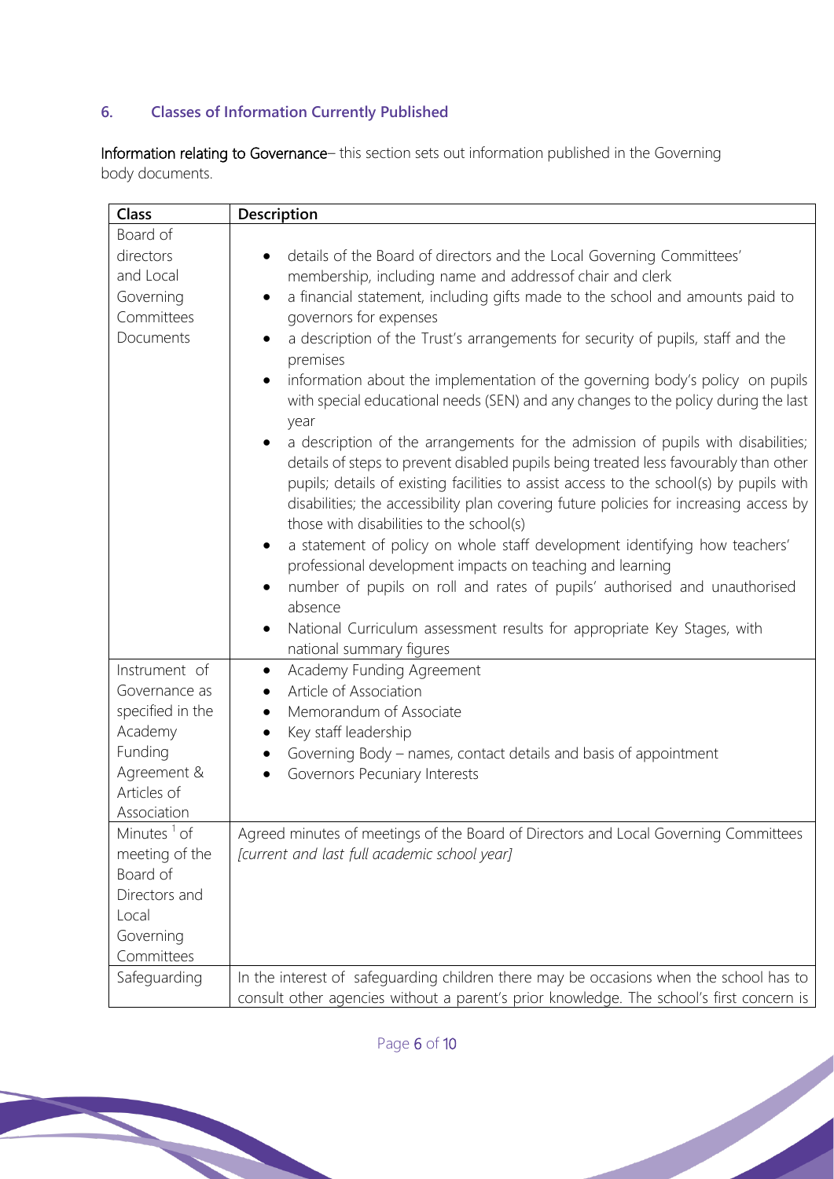## 6. Classes of Information Currently Published

Information relating to Governance– this section sets out information published in the Governing body documents.

| Class | Description |
|---|---|
| Board of directors and Local Governing Committees Documents | • details of the Board of directors and the Local Governing Committees' membership, including name and addressof chair and clerk<br>• a financial statement, including gifts made to the school and amounts paid to governors for expenses<br>• a description of the Trust's arrangements for security of pupils, staff and the premises<br>• information about the implementation of the governing body's policy on pupils with special educational needs (SEN) and any changes to the policy during the last year<br>• a description of the arrangements for the admission of pupils with disabilities; details of steps to prevent disabled pupils being treated less favourably than other pupils; details of existing facilities to assist access to the school(s) by pupils with disabilities; the accessibility plan covering future policies for increasing access by those with disabilities to the school(s)<br>• a statement of policy on whole staff development identifying how teachers' professional development impacts on teaching and learning<br>• number of pupils on roll and rates of pupils' authorised and unauthorised absence<br>• National Curriculum assessment results for appropriate Key Stages, with national summary figures |
| Instrument of Governance as specified in the Academy Funding Agreement & Articles of Association | • Academy Funding Agreement<br>• Article of Association<br>• Memorandum of Associate<br>• Key staff leadership<br>• Governing Body – names, contact details and basis of appointment<br>• Governors Pecuniary Interests |
| Minutes [1] of meeting of the Board of Directors and Local Governing Committees | Agreed minutes of meetings of the Board of Directors and Local Governing Committees *[current and last full academic school year]* |
| Safeguarding | In the interest of safeguarding children there may be occasions when the school has to consult other agencies without a parent's prior knowledge. The school's first concern is |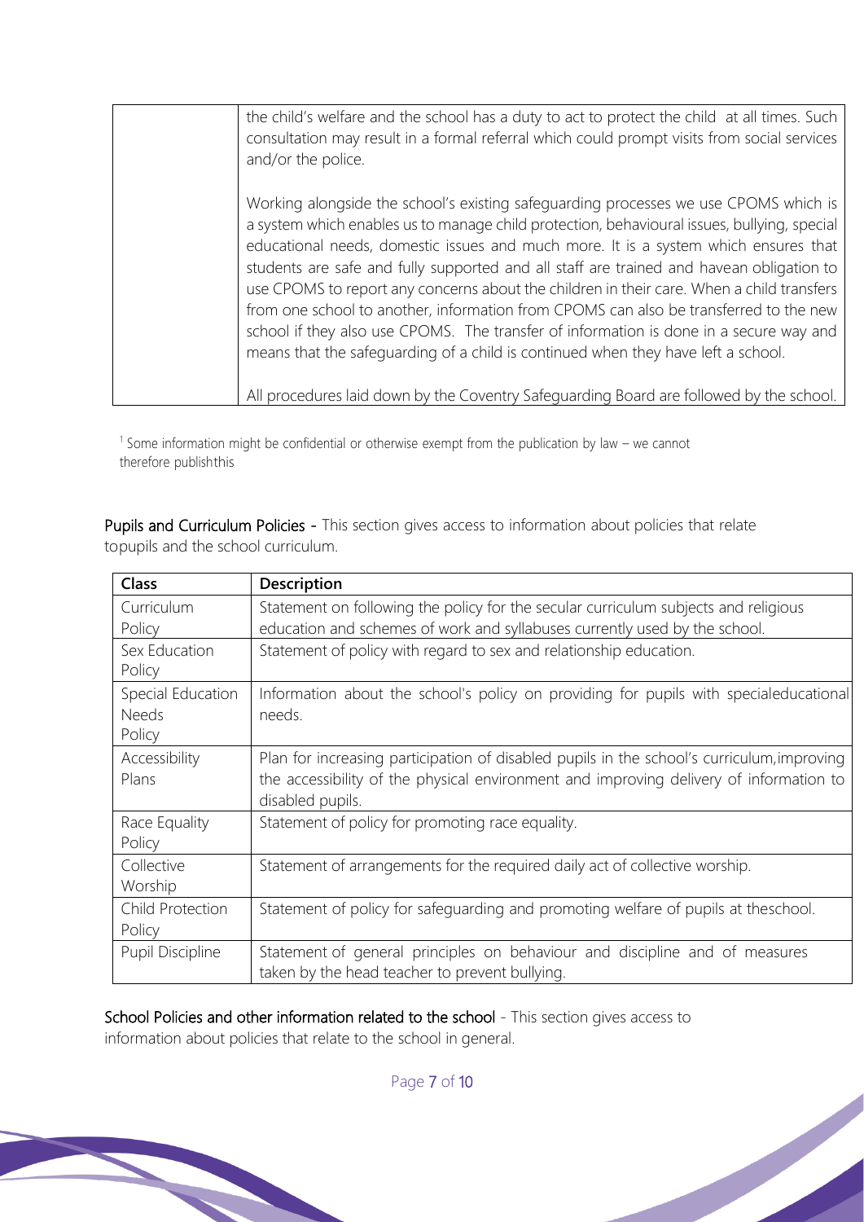| | |
|---|---|
| | the child's welfare and the school has a duty to act to protect the child at all times. Such consultation may result in a formal referral which could prompt visits from social services and/or the police.<br><br>Working alongside the school's existing safeguarding processes we use CPOMS which is a system which enables us to manage child protection, behavioural issues, bullying, special educational needs, domestic issues and much more. It is a system which ensures that students are safe and fully supported and all staff are trained and havean obligation to use CPOMS to report any concerns about the children in their care. When a child transfers from one school to another, information from CPOMS can also be transferred to the new school if they also use CPOMS. The transfer of information is done in a secure way and means that the safeguarding of a child is continued when they have left a school.<br><br>All procedures laid down by the Coventry Safeguarding Board are followed by the school. |

[1] Some information might be confidential or otherwise exempt from the publication by law – we cannot therefore publishthis

Pupils and Curriculum Policies - This section gives access to information about policies that relate topupils and the school curriculum.

| Class | Description |
|---|---|
| Curriculum Policy | Statement on following the policy for the secular curriculum subjects and religious education and schemes of work and syllabuses currently used by the school. |
| Sex Education Policy | Statement of policy with regard to sex and relationship education. |
| Special Education Needs Policy | Information about the school's policy on providing for pupils with specialeducational needs. |
| Accessibility Plans | Plan for increasing participation of disabled pupils in the school's curriculum,improving the accessibility of the physical environment and improving delivery of information to disabled pupils. |
| Race Equality Policy | Statement of policy for promoting race equality. |
| Collective Worship | Statement of arrangements for the required daily act of collective worship. |
| Child Protection Policy | Statement of policy for safeguarding and promoting welfare of pupils at theschool. |
| Pupil Discipline | Statement of general principles on behaviour and discipline and of measures taken by the head teacher to prevent bullying. |

School Policies and other information related to the school - This section gives access to information about policies that relate to the school in general.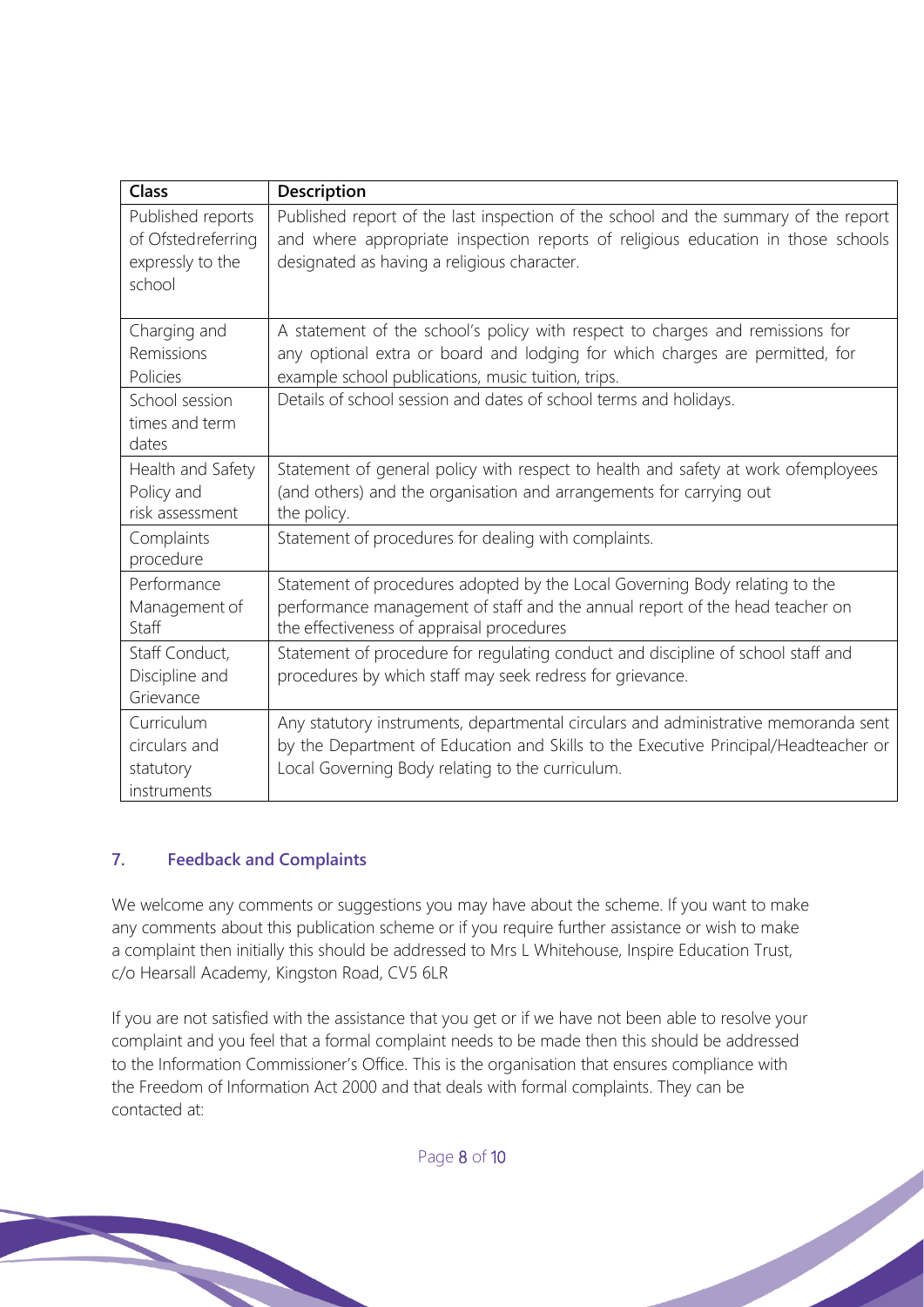| Class | Description |
|---|---|
| Published reports of Ofstedreferring expressly to the school | Published report of the last inspection of the school and the summary of the report and where appropriate inspection reports of religious education in those schools designated as having a religious character. |
| Charging and Remissions Policies | A statement of the school's policy with respect to charges and remissions for any optional extra or board and lodging for which charges are permitted, for example school publications, music tuition, trips. |
| School session times and term dates | Details of school session and dates of school terms and holidays. |
| Health and Safety Policy and risk assessment | Statement of general policy with respect to health and safety at work ofemployees (and others) and the organisation and arrangements for carrying out the policy. |
| Complaints procedure | Statement of procedures for dealing with complaints. |
| Performance Management of Staff | Statement of procedures adopted by the Local Governing Body relating to the performance management of staff and the annual report of the head teacher on the effectiveness of appraisal procedures |
| Staff Conduct, Discipline and Grievance | Statement of procedure for regulating conduct and discipline of school staff and procedures by which staff may seek redress for grievance. |
| Curriculum circulars and statutory instruments | Any statutory instruments, departmental circulars and administrative memoranda sent by the Department of Education and Skills to the Executive Principal/Headteacher or Local Governing Body relating to the curriculum. |

## 7. Feedback and Complaints

We welcome any comments or suggestions you may have about the scheme. If you want to make any comments about this publication scheme or if you require further assistance or wish to make a complaint then initially this should be addressed to Mrs L Whitehouse, Inspire Education Trust, c/o Hearsall Academy, Kingston Road, CV5 6LR

If you are not satisfied with the assistance that you get or if we have not been able to resolve your complaint and you feel that a formal complaint needs to be made then this should be addressed to the Information Commissioner's Office. This is the organisation that ensures compliance with the Freedom of Information Act 2000 and that deals with formal complaints. They can be contacted at: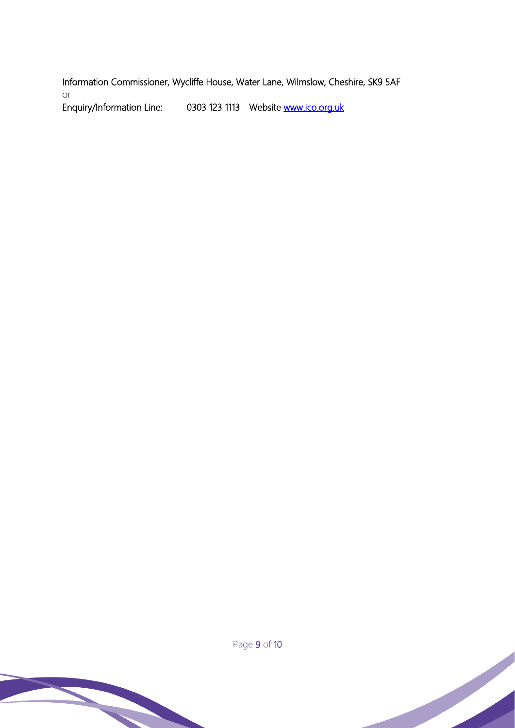Information Commissioner, Wycliffe House, Water Lane, Wilmslow, Cheshire, SK9 5AF

or

Enquiry/Information Line: 0303 123 1113 Website [www.ico.org.uk](http://www.ico.org.uk)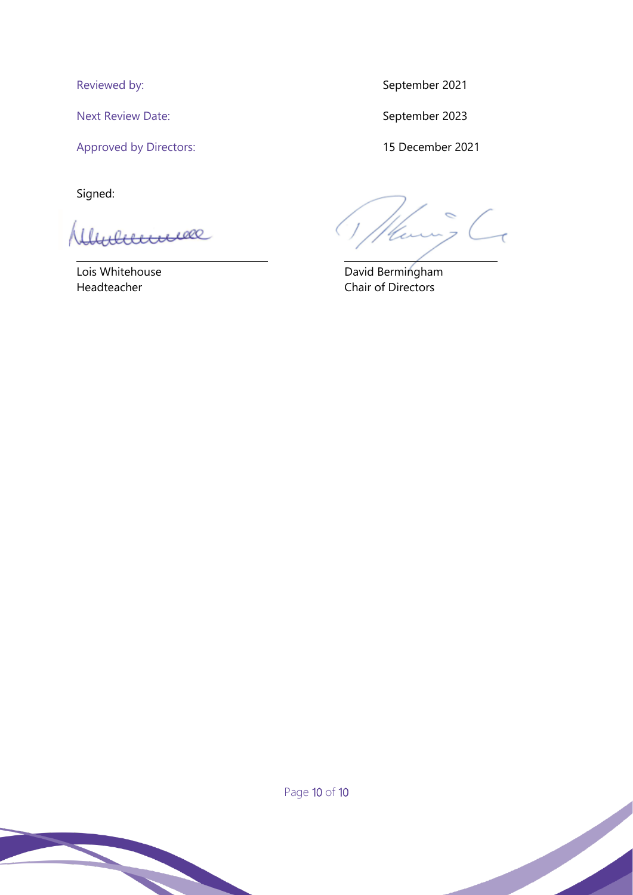Reviewed by: September 2021

Next Review Date: September 2023

Approved by Directors: 15 December 2021

Signed:

Lois Whitehouse
Headteacher

David Bermingham
Chair of Directors